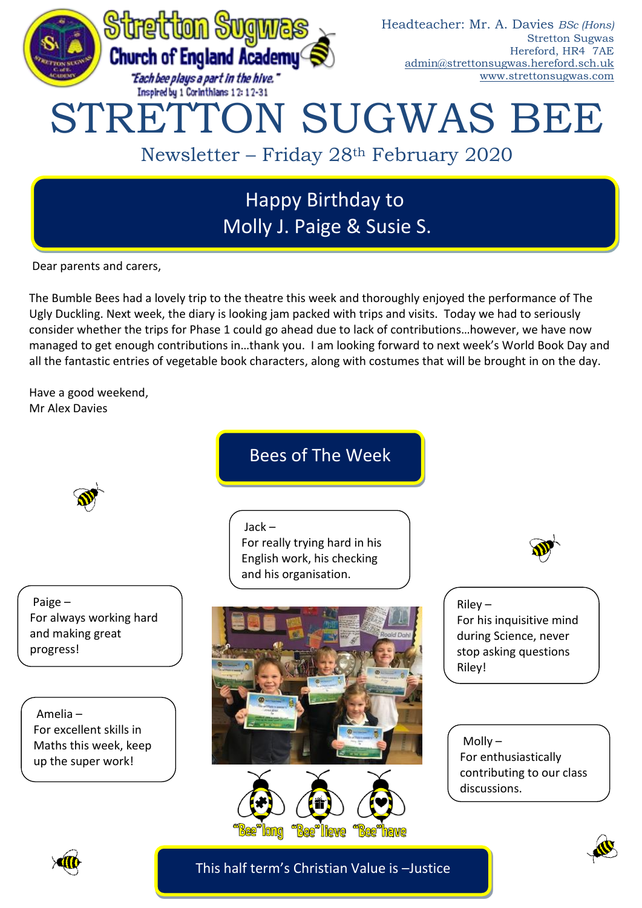**Stretton Sugwas Church of England Academy**

*"Each bee plays a part in the hive."*
Inspired by 1 Corinthians 12: 12-31

Headteacher: Mr. A. Davies *BSc (Hons)*
Stretton Sugwas
Hereford, HR4 7AE
admin@strettonsugwas.hereford.sch.uk
www.strettonsugwas.com

# STRETTON SUGWAS BEE

## Newsletter – Friday 28th February 2020

## Happy Birthday to Molly J. Paige & Susie S.

Dear parents and carers,

The Bumble Bees had a lovely trip to the theatre this week and thoroughly enjoyed the performance of The Ugly Duckling. Next week, the diary is looking jam packed with trips and visits. Today we had to seriously consider whether the trips for Phase 1 could go ahead due to lack of contributions…however, we have now managed to get enough contributions in…thank you. I am looking forward to next week's World Book Day and all the fantastic entries of vegetable book characters, along with costumes that will be brought in on the day.

Have a good weekend,
Mr Alex Davies

## Bees of The Week

Jack – For really trying hard in his English work, his checking and his organisation.

Paige – For always working hard and making great progress!

Riley – For his inquisitive mind during Science, never stop asking questions Riley!

Amelia – For excellent skills in Maths this week, keep up the super work!

Molly – For enthusiastically contributing to our class discussions.

"Bee"long "Bee"lieve "Bee"have

**This half term's Christian Value is –Justice**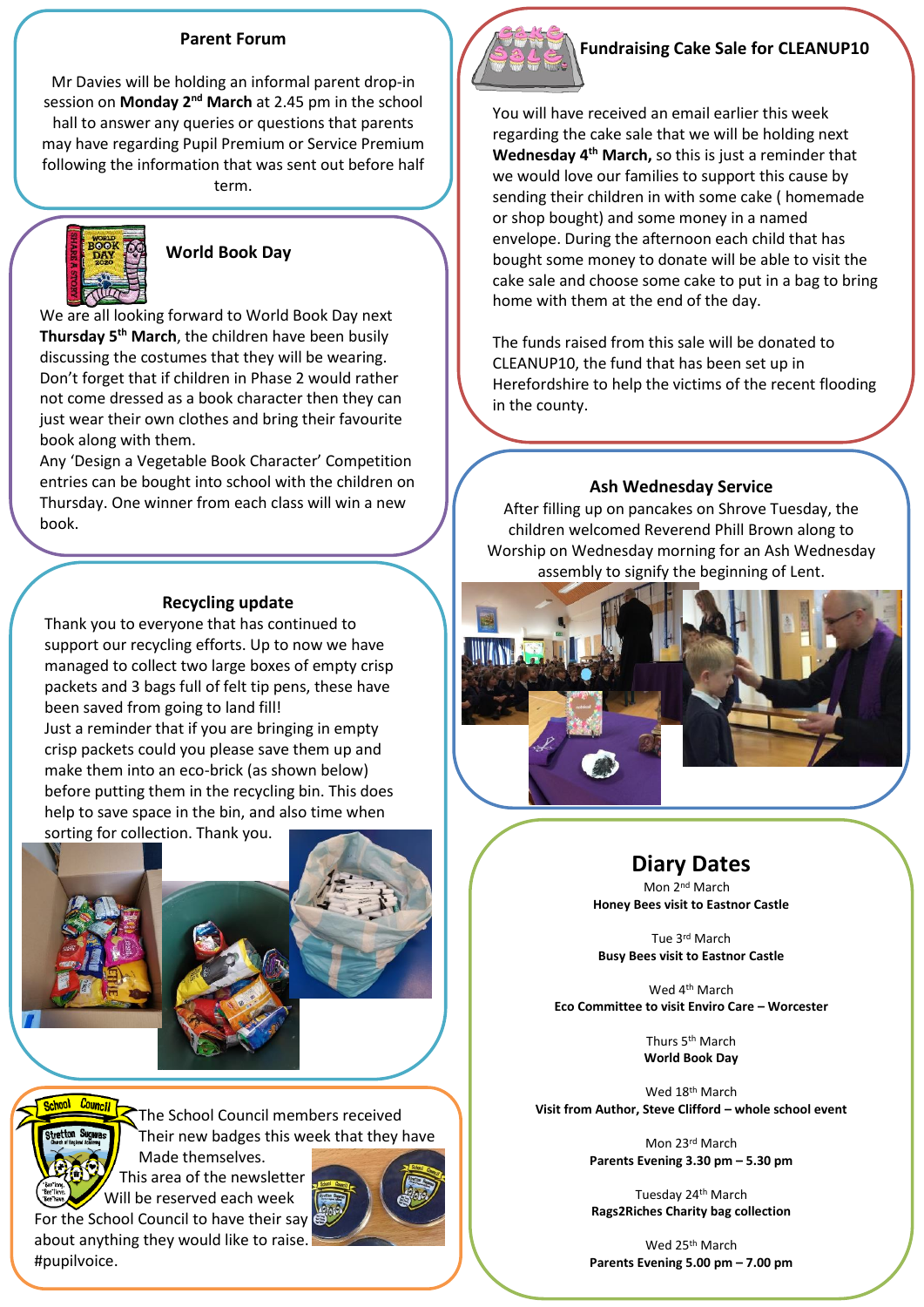## Parent Forum

Mr Davies will be holding an informal parent drop-in session on **Monday 2nd March** at 2.45 pm in the school hall to answer any queries or questions that parents may have regarding Pupil Premium or Service Premium following the information that was sent out before half term.

## World Book Day

We are all looking forward to World Book Day next **Thursday 5th March**, the children have been busily discussing the costumes that they will be wearing. Don't forget that if children in Phase 2 would rather not come dressed as a book character then they can just wear their own clothes and bring their favourite book along with them.

Any 'Design a Vegetable Book Character' Competition entries can be bought into school with the children on Thursday. One winner from each class will win a new book.

## Recycling update

Thank you to everyone that has continued to support our recycling efforts. Up to now we have managed to collect two large boxes of empty crisp packets and 3 bags full of felt tip pens, these have been saved from going to land fill!

Just a reminder that if you are bringing in empty crisp packets could you please save them up and make them into an eco-brick (as shown below) before putting them in the recycling bin. This does help to save space in the bin, and also time when sorting for collection. Thank you.

The School Council members received Their new badges this week that they have Made themselves.

This area of the newsletter Will be reserved each week For the School Council to have their say about anything they would like to raise. #pupilvoice.

## Fundraising Cake Sale for CLEANUP10

You will have received an email earlier this week regarding the cake sale that we will be holding next **Wednesday 4th March,** so this is just a reminder that we would love our families to support this cause by sending their children in with some cake ( homemade or shop bought) and some money in a named envelope. During the afternoon each child that has bought some money to donate will be able to visit the cake sale and choose some cake to put in a bag to bring home with them at the end of the day.

The funds raised from this sale will be donated to CLEANUP10, the fund that has been set up in Herefordshire to help the victims of the recent flooding in the county.

## Ash Wednesday Service

After filling up on pancakes on Shrove Tuesday, the children welcomed Reverend Phill Brown along to Worship on Wednesday morning for an Ash Wednesday assembly to signify the beginning of Lent.

## Diary Dates

Mon 2nd March
**Honey Bees visit to Eastnor Castle**

Tue 3rd March
**Busy Bees visit to Eastnor Castle**

Wed 4th March
**Eco Committee to visit Enviro Care – Worcester**

Thurs 5th March
**World Book Day**

Wed 18th March
**Visit from Author, Steve Clifford – whole school event**

Mon 23rd March
**Parents Evening 3.30 pm – 5.30 pm**

Tuesday 24th March
**Rags2Riches Charity bag collection**

Wed 25th March
**Parents Evening 5.00 pm – 7.00 pm**